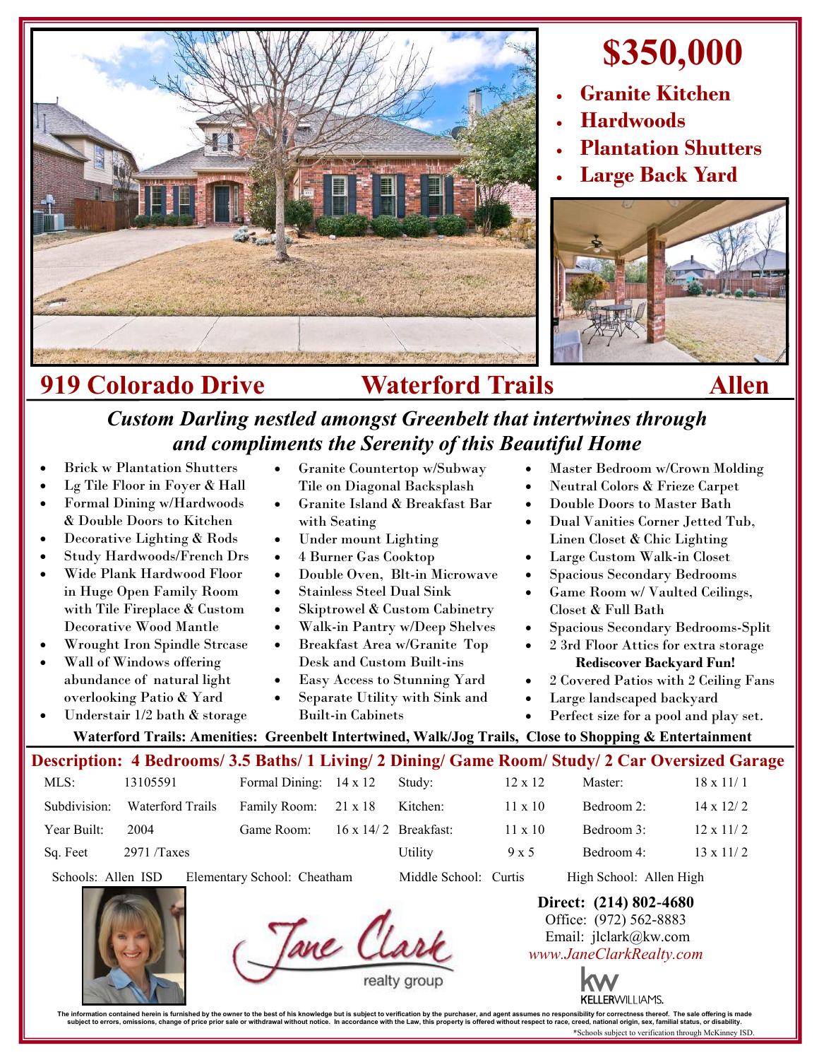# $350,000

- **Granite Kitchen**
- **Hardwoods**
- **Plantation Shutters**
- **Large Back Yard**

## 919 Colorado Drive — Waterford Trails — Allen

### *Custom Darling nestled amongst Greenbelt that intertwines through and compliments the Serenity of this Beautiful Home*

- Brick w Plantation Shutters
- Lg Tile Floor in Foyer & Hall
- Formal Dining w/Hardwoods & Double Doors to Kitchen
- Decorative Lighting & Rods
- Study Hardwoods/French Drs
- Wide Plank Hardwood Floor in Huge Open Family Room with Tile Fireplace & Custom Decorative Wood Mantle
- Wrought Iron Spindle Strcase
- Wall of Windows offering abundance of natural light overlooking Patio & Yard
- Understair 1/2 bath & storage
- Granite Countertop w/Subway Tile on Diagonal Backsplash
- Granite Island & Breakfast Bar with Seating
- Under mount Lighting
- 4 Burner Gas Cooktop
- Double Oven, Blt-in Microwave
- Stainless Steel Dual Sink
- Skiptrowel & Custom Cabinetry
- Walk-in Pantry w/Deep Shelves
- Breakfast Area w/Granite Top Desk and Custom Built-ins
- Easy Access to Stunning Yard
- Separate Utility with Sink and Built-in Cabinets
- Master Bedroom w/Crown Molding
- Neutral Colors & Frieze Carpet
- Double Doors to Master Bath
- Dual Vanities Corner Jetted Tub, Linen Closet & Chic Lighting
- Large Custom Walk-in Closet
- Spacious Secondary Bedrooms
- Game Room w/ Vaulted Ceilings, Closet & Full Bath
- Spacious Secondary Bedrooms-Split
- 2 3rd Floor Attics for extra storage

**Rediscover Backyard Fun!**

- 2 Covered Patios with 2 Ceiling Fans
- Large landscaped backyard
- Perfect size for a pool and play set.

**Waterford Trails: Amenities: Greenbelt Intertwined, Walk/Jog Trails, Close to Shopping & Entertainment**

**Description: 4 Bedrooms/ 3.5 Baths/ 1 Living/ 2 Dining/ Game Room/ Study/ 2 Car Oversized Garage**

| | | | | | | | |
|---|---|---|---|---|---|---|---|
| MLS: | 13105591 | Formal Dining: | 14 x 12 | Study: | 12 x 12 | Master: | 18 x 11/ 1 |
| Subdivision: | Waterford Trails | Family Room: | 21 x 18 | Kitchen: | 11 x 10 | Bedroom 2: | 14 x 12/ 2 |
| Year Built: | 2004 | Game Room: | 16 x 14/ 2 | Breakfast: | 11 x 10 | Bedroom 3: | 12 x 11/ 2 |
| Sq. Feet | 2971 /Taxes | | | Utility | 9 x 5 | Bedroom 4: | 13 x 11/ 2 |

Schools: Allen ISD   Elementary School: Cheatham   Middle School: Curtis   High School: Allen High

Jane Clark realty group

**Direct: (214) 802-4680**
Office: (972) 562-8883
Email: jlclark@kw.com
*www.JaneClarkRealty.com*

KELLERWILLIAMS.

The information contained herein is furnished by the owner to the best of his knowledge but is subject to verification by the purchaser, and agent assumes no responsibility for correctness thereof. The sale offering is made subject to errors, omissions, change of price prior sale or withdrawal without notice. In accordance with the Law, this property is offered without respect to race, creed, national origin, sex, familial status, or disability.

*Schools subject to verification through McKinney ISD.